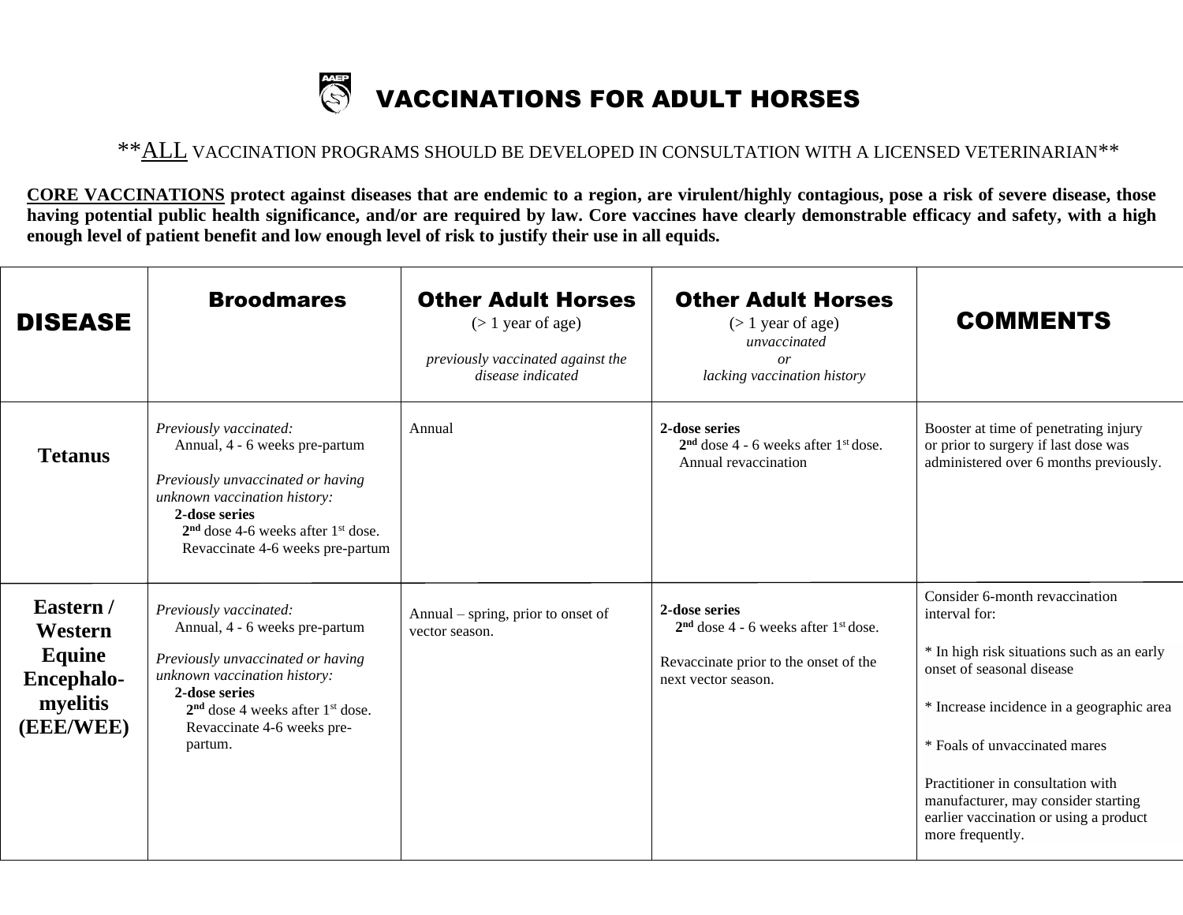# VACCINATIONS FOR ADULT HORSES

\*\*ALL VACCINATION PROGRAMS SHOULD BE DEVELOPED IN CONSULTATION WITH A LICENSED VETERINARIAN\*\*

**CORE VACCINATIONS protect against diseases that are endemic to a region, are virulent/highly contagious, pose a risk of severe disease, those having potential public health significance, and/or are required by law. Core vaccines have clearly demonstrable efficacy and safety, with a high enough level of patient benefit and low enough level of risk to justify their use in all equids.**

| DISEASE | Broodmares | Other Adult Horses (> 1 year of age) *previously vaccinated against the disease indicated* | Other Adult Horses (> 1 year of age) *unvaccinated or lacking vaccination history* | COMMENTS |
|---|---|---|---|---|
| **Tetanus** | *Previously vaccinated:* Annual, 4 - 6 weeks pre-partum<br><br>*Previously unvaccinated or having unknown vaccination history:* **2-dose series** 2nd dose 4-6 weeks after 1st dose. Revaccinate 4-6 weeks pre-partum | Annual | **2-dose series** 2nd dose 4 - 6 weeks after 1st dose. Annual revaccination | Booster at time of penetrating injury or prior to surgery if last dose was administered over 6 months previously. |
| **Eastern / Western Equine Encephalo-myelitis (EEE/WEE)** | *Previously vaccinated:* Annual, 4 - 6 weeks pre-partum<br><br>*Previously unvaccinated or having unknown vaccination history:* **2-dose series** 2nd dose 4 weeks after 1st dose. Revaccinate 4-6 weeks pre-partum. | Annual – spring, prior to onset of vector season. | **2-dose series** 2nd dose 4 - 6 weeks after 1st dose.<br><br>Revaccinate prior to the onset of the next vector season. | Consider 6-month revaccination interval for:<br><br>\* In high risk situations such as an early onset of seasonal disease<br><br>\* Increase incidence in a geographic area<br><br>\* Foals of unvaccinated mares<br><br>Practitioner in consultation with manufacturer, may consider starting earlier vaccination or using a product more frequently. |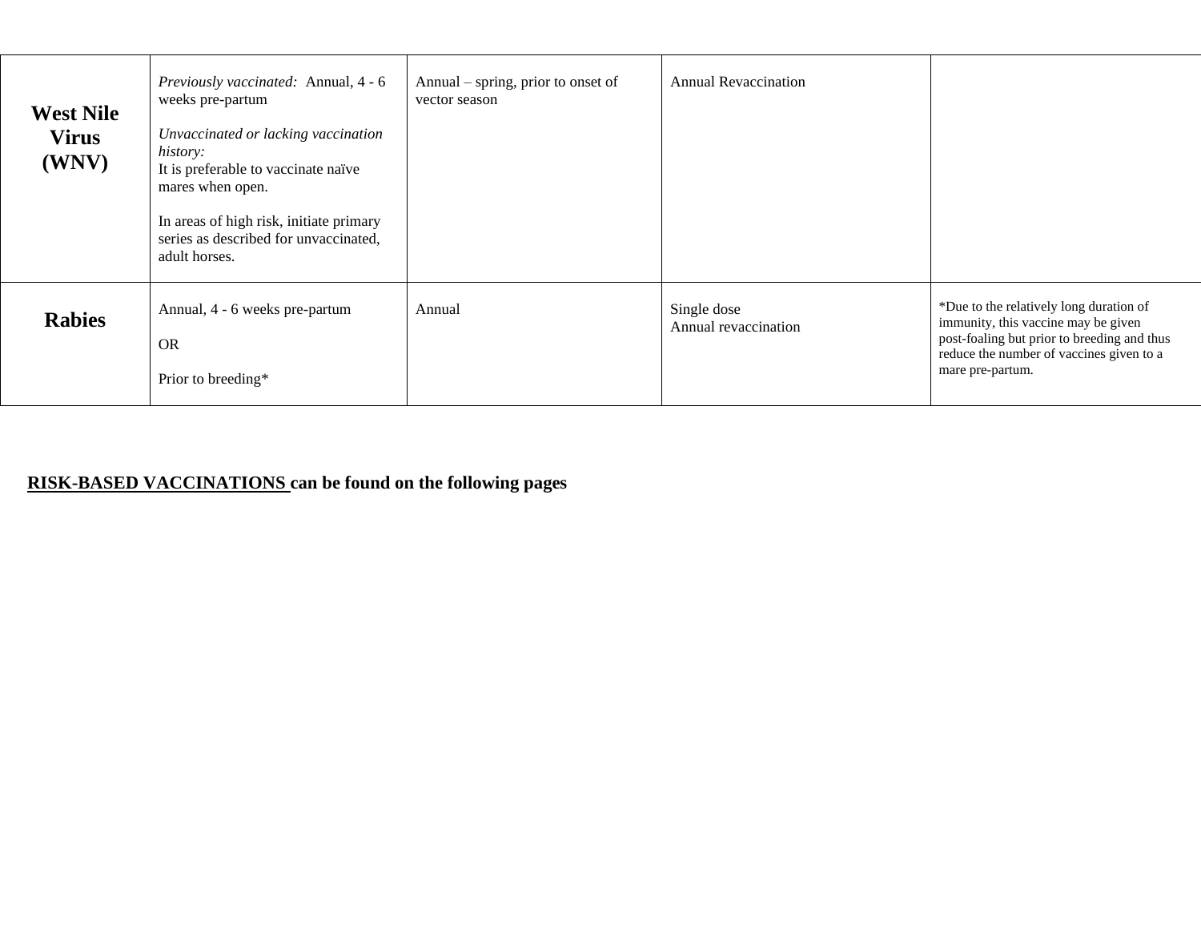| | | | | |
|---|---|---|---|---|
| **West Nile Virus (WNV)** | *Previously vaccinated:* Annual, 4 - 6 weeks pre-partum<br><br>*Unvaccinated or lacking vaccination history:*<br>It is preferable to vaccinate naïve mares when open.<br><br>In areas of high risk, initiate primary series as described for unvaccinated, adult horses. | Annual – spring, prior to onset of vector season | Annual Revaccination | |
| **Rabies** | Annual, 4 - 6 weeks pre-partum<br><br>OR<br><br>Prior to breeding* | Annual | Single dose<br>Annual revaccination | *Due to the relatively long duration of immunity, this vaccine may be given post-foaling but prior to breeding and thus reduce the number of vaccines given to a mare pre-partum. |

**<u>RISK-BASED VACCINATIONS</u> can be found on the following pages**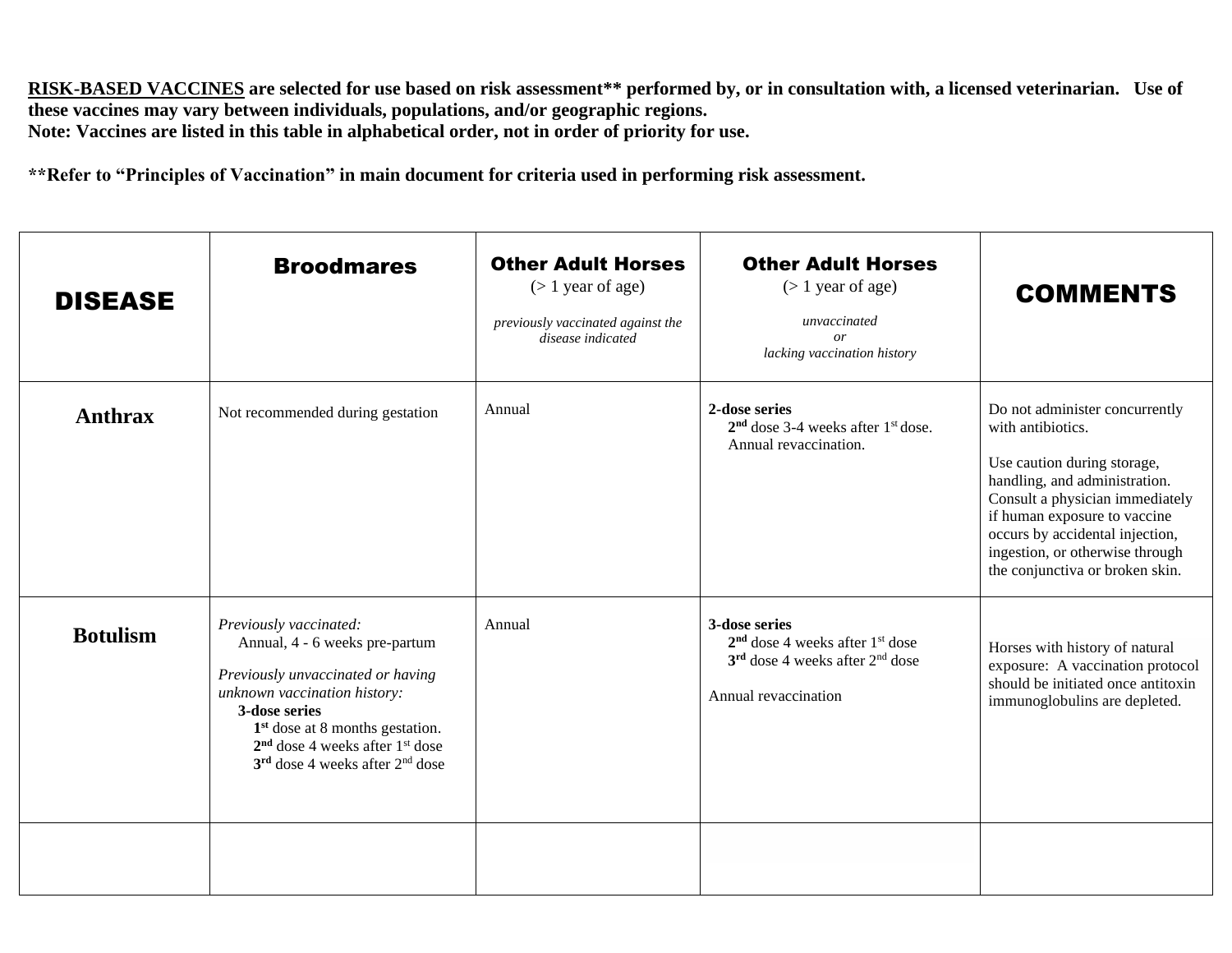**RISK-BASED VACCINES are selected for use based on risk assessment\*\* performed by, or in consultation with, a licensed veterinarian. Use of these vaccines may vary between individuals, populations, and/or geographic regions.**
**Note: Vaccines are listed in this table in alphabetical order, not in order of priority for use.**

**\*\*Refer to "Principles of Vaccination" in main document for criteria used in performing risk assessment.**

| DISEASE | Broodmares | Other Adult Horses (> 1 year of age) *previously vaccinated against the disease indicated* | Other Adult Horses (> 1 year of age) *unvaccinated or lacking vaccination history* | COMMENTS |
|---|---|---|---|---|
| **Anthrax** | Not recommended during gestation | Annual | **2-dose series**<br>**2nd** dose 3-4 weeks after 1st dose.<br>Annual revaccination. | Do not administer concurrently with antibiotics.<br><br>Use caution during storage, handling, and administration. Consult a physician immediately if human exposure to vaccine occurs by accidental injection, ingestion, or otherwise through the conjunctiva or broken skin. |
| **Botulism** | *Previously vaccinated:*<br>Annual, 4 - 6 weeks pre-partum<br><br>*Previously unvaccinated or having unknown vaccination history:*<br>**3-dose series**<br>**1st** dose at 8 months gestation.<br>**2nd** dose 4 weeks after 1st dose<br>**3rd** dose 4 weeks after 2nd dose | Annual | **3-dose series**<br>**2nd** dose 4 weeks after 1st dose<br>**3rd** dose 4 weeks after 2nd dose<br><br>Annual revaccination | Horses with history of natural exposure: A vaccination protocol should be initiated once antitoxin immunoglobulins are depleted. |
| | | | | |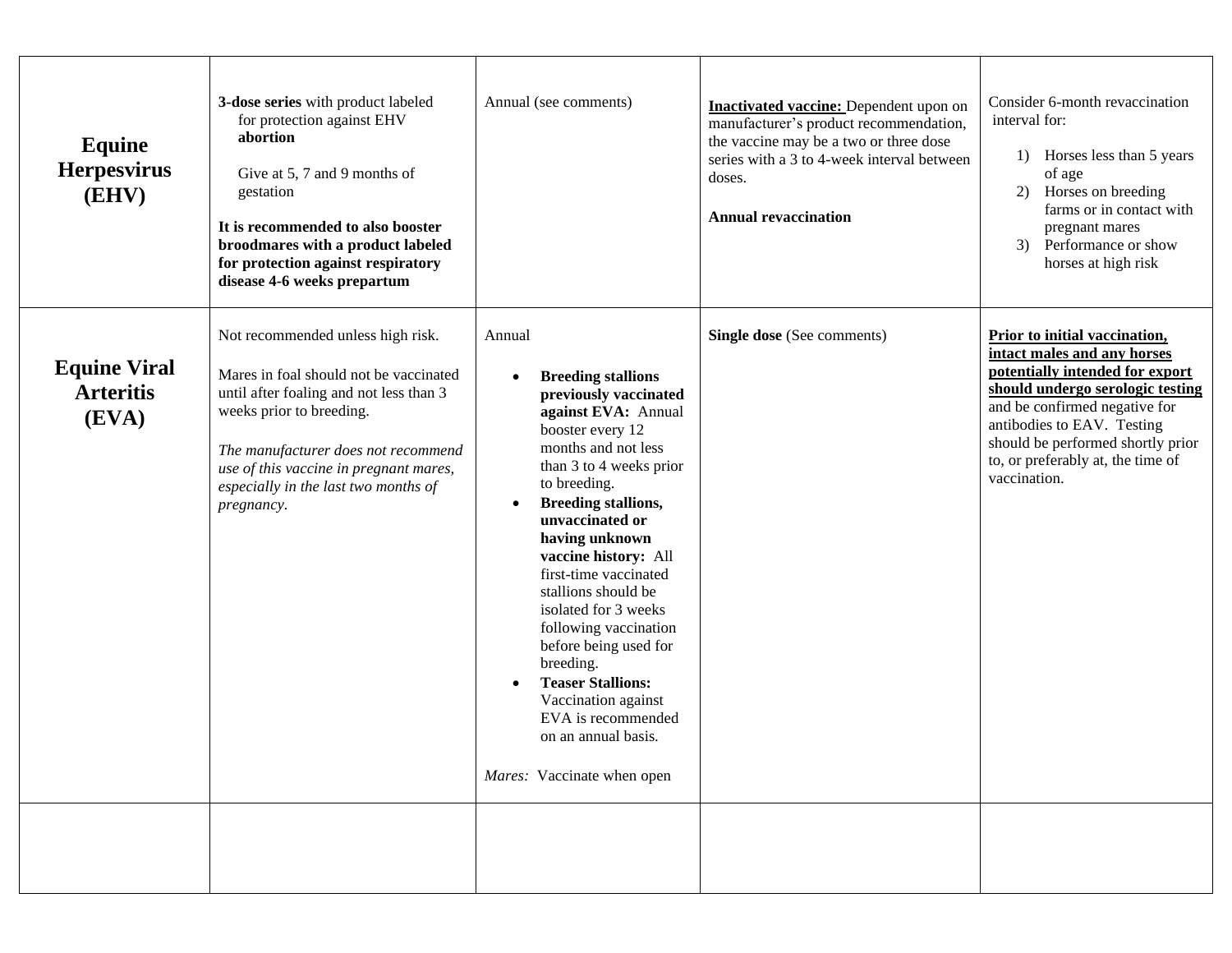| | | | | |
|---|---|---|---|---|
| **Equine Herpesvirus (EHV)** | **3-dose series** with product labeled for protection against EHV **abortion**<br><br>Give at 5, 7 and 9 months of gestation<br><br>**It is recommended to also booster broodmares with a product labeled for protection against respiratory disease 4-6 weeks prepartum** | Annual (see comments) | **Inactivated vaccine:** Dependent upon on manufacturer's product recommendation, the vaccine may be a two or three dose series with a 3 to 4-week interval between doses.<br><br>**Annual revaccination** | Consider 6-month revaccination interval for:<br>1) Horses less than 5 years of age<br>2) Horses on breeding farms or in contact with pregnant mares<br>3) Performance or show horses at high risk |
| **Equine Viral Arteritis (EVA)** | Not recommended unless high risk.<br><br>Mares in foal should not be vaccinated until after foaling and not less than 3 weeks prior to breeding.<br><br>*The manufacturer does not recommend use of this vaccine in pregnant mares, especially in the last two months of pregnancy.* | Annual<br><br>• **Breeding stallions previously vaccinated against EVA:** Annual booster every 12 months and not less than 3 to 4 weeks prior to breeding.<br>• **Breeding stallions, unvaccinated or having unknown vaccine history:** All first-time vaccinated stallions should be isolated for 3 weeks following vaccination before being used for breeding.<br>• **Teaser Stallions:** Vaccination against EVA is recommended on an annual basis.<br><br>*Mares:* Vaccinate when open | **Single dose** (See comments) | **Prior to initial vaccination, intact males and any horses potentially intended for export should undergo serologic testing** and be confirmed negative for antibodies to EAV. Testing should be performed shortly prior to, or preferably at, the time of vaccination. |
| | | | | |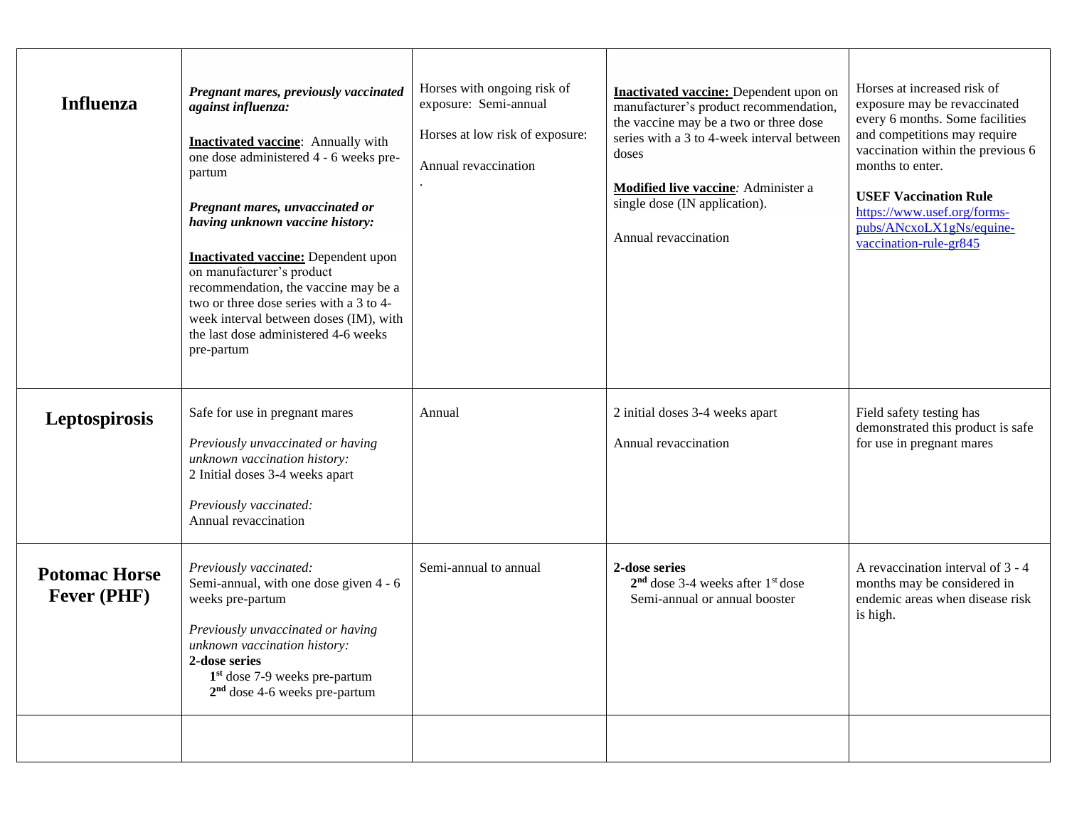| | | | | |
|---|---|---|---|---|
| **Influenza** | ***Pregnant mares, previously vaccinated against influenza:***<br><br>**Inactivated vaccine**: Annually with one dose administered 4 - 6 weeks pre-partum<br><br>***Pregnant mares, unvaccinated or having unknown vaccine history:***<br><br>**Inactivated vaccine:** Dependent upon on manufacturer's product recommendation, the vaccine may be a two or three dose series with a 3 to 4-week interval between doses (IM), with the last dose administered 4-6 weeks pre-partum | Horses with ongoing risk of exposure: Semi-annual<br><br>Horses at low risk of exposure:<br><br>Annual revaccination<br>. | **Inactivated vaccine:** Dependent upon on manufacturer's product recommendation, the vaccine may be a two or three dose series with a 3 to 4-week interval between doses<br><br>**Modified live vaccine**: Administer a single dose (IN application).<br><br>Annual revaccination | Horses at increased risk of exposure may be revaccinated every 6 months. Some facilities and competitions may require vaccination within the previous 6 months to enter.<br><br>**USEF Vaccination Rule**<br>https://www.usef.org/forms-pubs/ANcxoLX1gNs/equine-vaccination-rule-gr845 |
| **Leptospirosis** | Safe for use in pregnant mares<br><br>*Previously unvaccinated or having unknown vaccination history:*<br>2 Initial doses 3-4 weeks apart<br><br>*Previously vaccinated:*<br>Annual revaccination | Annual | 2 initial doses 3-4 weeks apart<br><br>Annual revaccination | Field safety testing has demonstrated this product is safe for use in pregnant mares |
| **Potomac Horse Fever (PHF)** | *Previously vaccinated:*<br>Semi-annual, with one dose given 4 - 6 weeks pre-partum<br><br>*Previously unvaccinated or having unknown vaccination history:*<br>**2-dose series**<br>**1st** dose 7-9 weeks pre-partum<br>**2nd** dose 4-6 weeks pre-partum | Semi-annual to annual | **2-dose series**<br>**2nd** dose 3-4 weeks after 1st dose<br>Semi-annual or annual booster | A revaccination interval of 3 - 4 months may be considered in endemic areas when disease risk is high. |
| | | | | |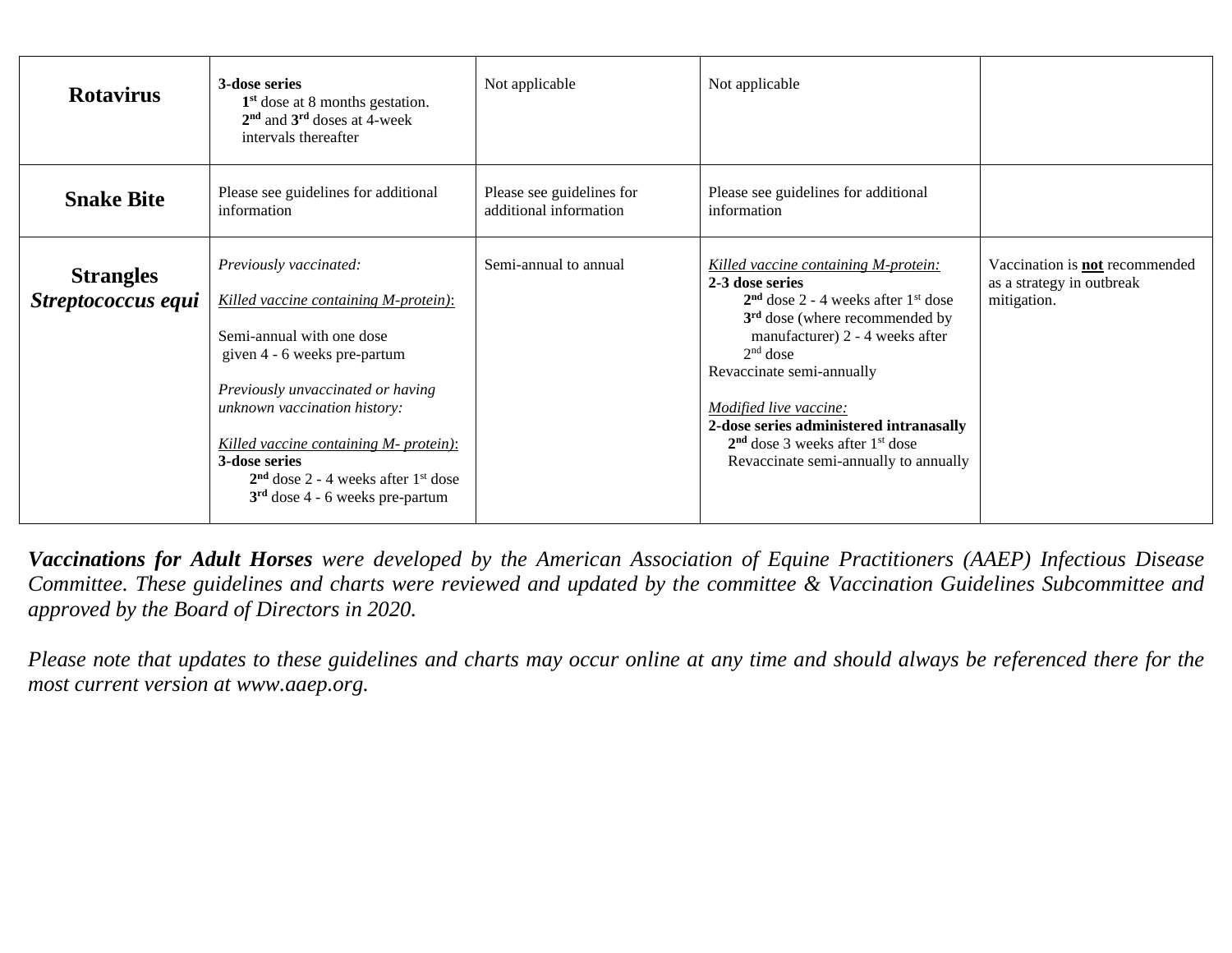| | | | | |
|---|---|---|---|---|
| **Rotavirus** | **3-dose series**<br>**1st** dose at 8 months gestation.<br>**2nd** and **3rd** doses at 4-week intervals thereafter | Not applicable | Not applicable | |
| **Snake Bite** | Please see guidelines for additional information | Please see guidelines for additional information | Please see guidelines for additional information | |
| **Strangles** ***Streptococcus equi*** | *Previously vaccinated:*<br><br>*Killed vaccine containing M-protein)*:<br><br>Semi-annual with one dose given 4 - 6 weeks pre-partum<br><br>*Previously unvaccinated or having unknown vaccination history:*<br><br>*Killed vaccine containing M- protein)*:<br>**3-dose series**<br>**2nd** dose 2 - 4 weeks after 1st dose<br>**3rd** dose 4 - 6 weeks pre-partum | Semi-annual to annual | *Killed vaccine containing M-protein:*<br>**2-3 dose series**<br>**2nd** dose 2 - 4 weeks after 1st dose<br>**3rd** dose (where recommended by manufacturer) 2 - 4 weeks after 2nd dose<br>Revaccinate semi-annually<br><br>*Modified live vaccine:*<br>**2-dose series administered intranasally**<br>**2nd** dose 3 weeks after 1st dose<br>Revaccinate semi-annually to annually | Vaccination is **not** recommended as a strategy in outbreak mitigation. |

***Vaccinations for Adult Horses*** *were developed by the American Association of Equine Practitioners (AAEP) Infectious Disease Committee. These guidelines and charts were reviewed and updated by the committee & Vaccination Guidelines Subcommittee and approved by the Board of Directors in 2020.*

*Please note that updates to these guidelines and charts may occur online at any time and should always be referenced there for the most current version at www.aaep.org.*